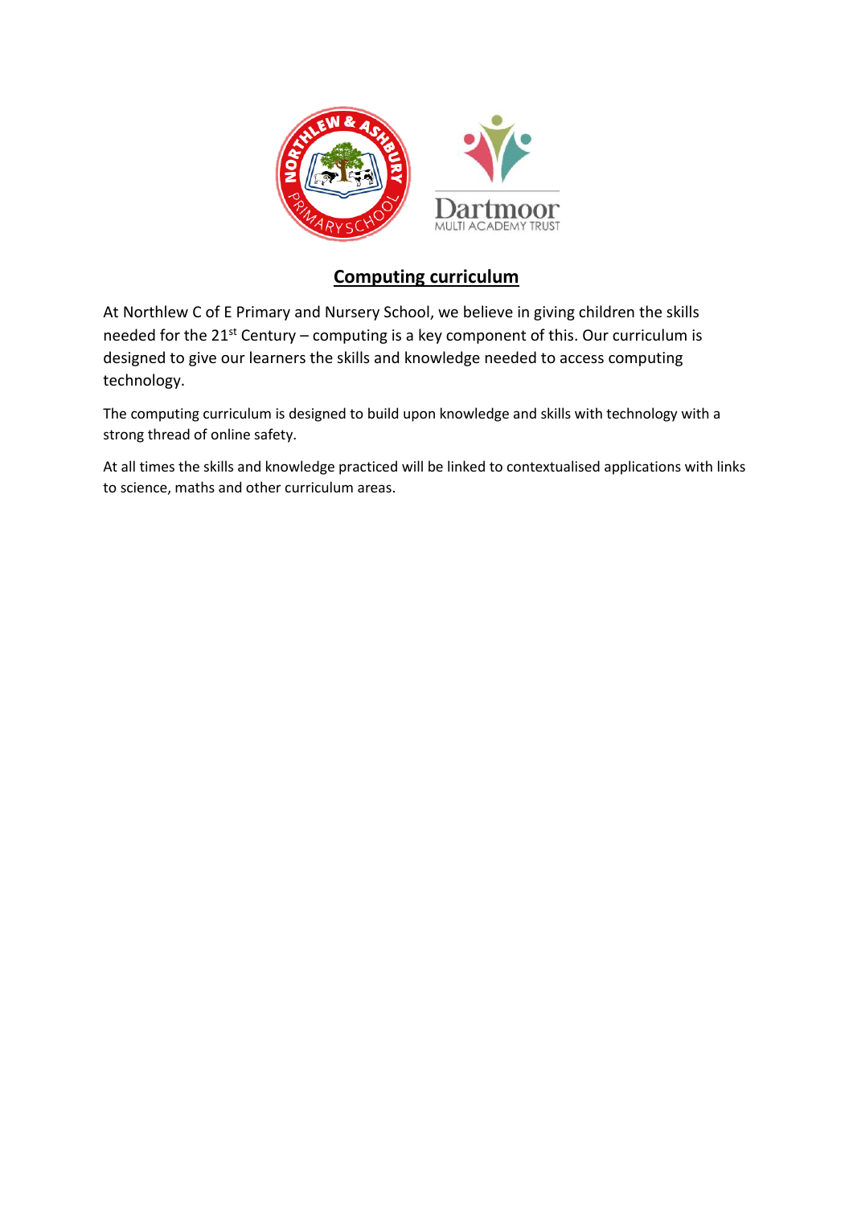# Computing curriculum

At Northlew C of E Primary and Nursery School, we believe in giving children the skills needed for the 21st Century – computing is a key component of this. Our curriculum is designed to give our learners the skills and knowledge needed to access computing technology.

The computing curriculum is designed to build upon knowledge and skills with technology with a strong thread of online safety.

At all times the skills and knowledge practiced will be linked to contextualised applications with links to science, maths and other curriculum areas.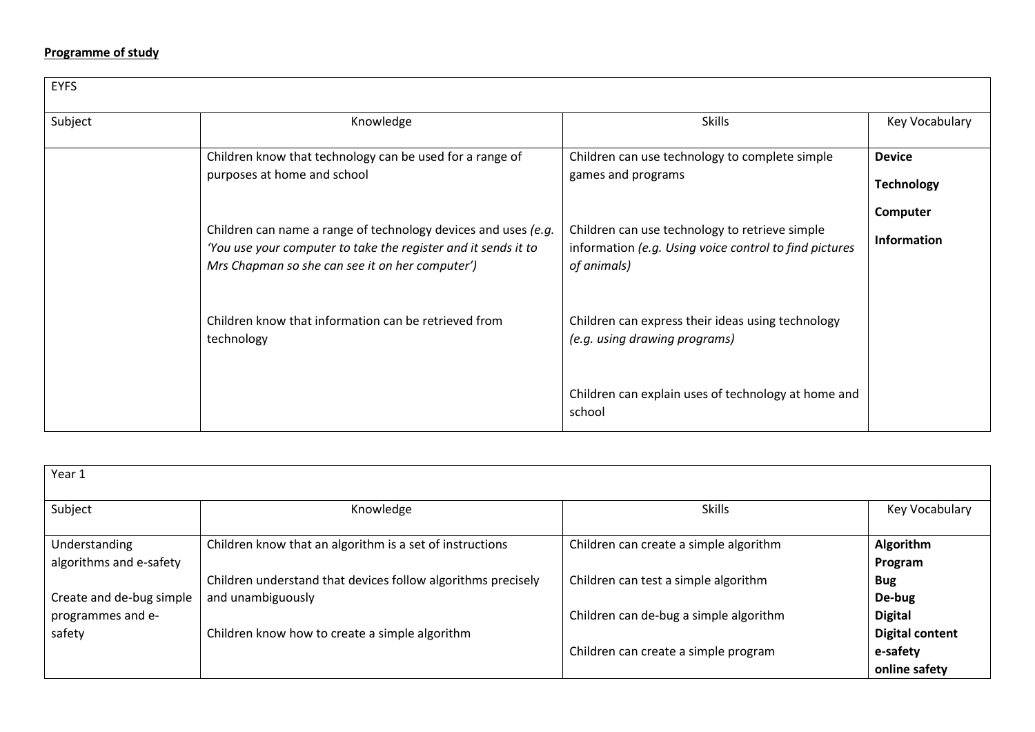**Programme of study**

| EYFS | | | |
|---|---|---|---|
| Subject | Knowledge | Skills | Key Vocabulary |
| | Children know that technology can be used for a range of purposes at home and school<br><br>Children can name a range of technology devices and uses *(e.g. 'You use your computer to take the register and it sends it to Mrs Chapman so she can see it on her computer')*<br><br>Children know that information can be retrieved from technology | Children can use technology to complete simple games and programs<br><br>Children can use technology to retrieve simple information *(e.g. Using voice control to find pictures of animals)*<br><br>Children can express their ideas using technology *(e.g. using drawing programs)*<br><br>Children can explain uses of technology at home and school | **Device**<br>**Technology**<br>**Computer**<br>**Information** |

| Year 1 | | | |
|---|---|---|---|
| Subject | Knowledge | Skills | Key Vocabulary |
| Understanding algorithms and e-safety<br><br>Create and de-bug simple programmes and e-safety | Children know that an algorithm is a set of instructions<br><br>Children understand that devices follow algorithms precisely and unambiguously<br><br>Children know how to create a simple algorithm | Children can create a simple algorithm<br><br>Children can test a simple algorithm<br><br>Children can de-bug a simple algorithm<br><br>Children can create a simple program | **Algorithm**<br>**Program**<br>**Bug**<br>**De-bug**<br>**Digital**<br>**Digital content**<br>**e-safety**<br>**online safety** |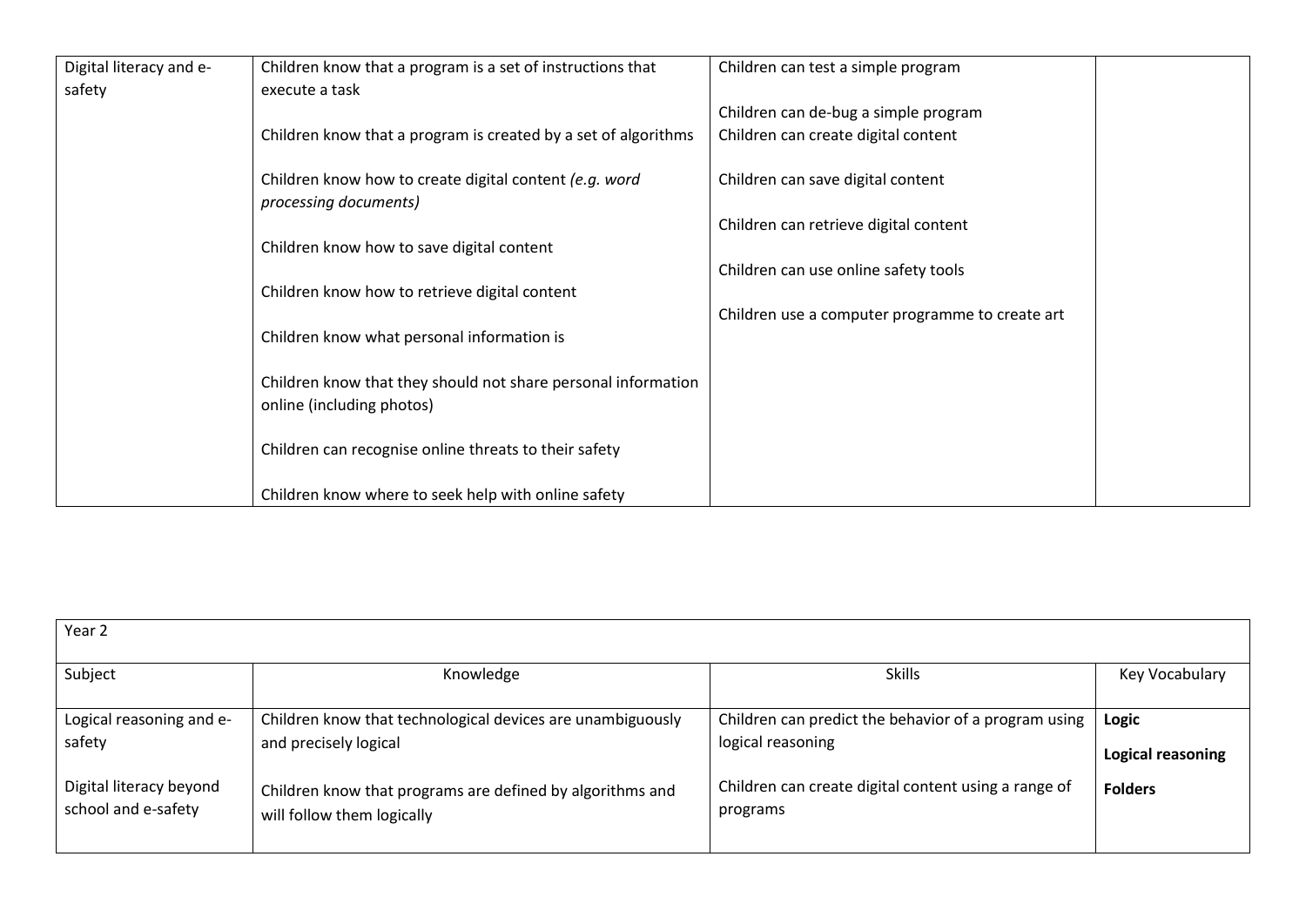| Digital literacy and e-safety | Children know that a program is a set of instructions that execute a task<br><br>Children know that a program is created by a set of algorithms<br><br>Children know how to create digital content *(e.g. word processing documents)*<br><br>Children know how to save digital content<br><br>Children know how to retrieve digital content<br><br>Children know what personal information is<br><br>Children know that they should not share personal information online (including photos)<br><br>Children can recognise online threats to their safety<br><br>Children know where to seek help with online safety | Children can test a simple program<br><br>Children can de-bug a simple program<br>Children can create digital content<br><br>Children can save digital content<br><br>Children can retrieve digital content<br><br>Children can use online safety tools<br><br>Children use a computer programme to create art | |
|---|---|---|---|

| Year 2 | | | |
|---|---|---|---|
| Subject | Knowledge | Skills | Key Vocabulary |
| Logical reasoning and e-safety<br><br>Digital literacy beyond school and e-safety | Children know that technological devices are unambiguously and precisely logical<br><br>Children know that programs are defined by algorithms and will follow them logically | Children can predict the behavior of a program using logical reasoning<br><br>Children can create digital content using a range of programs | **Logic**<br><br>**Logical reasoning**<br><br>**Folders** |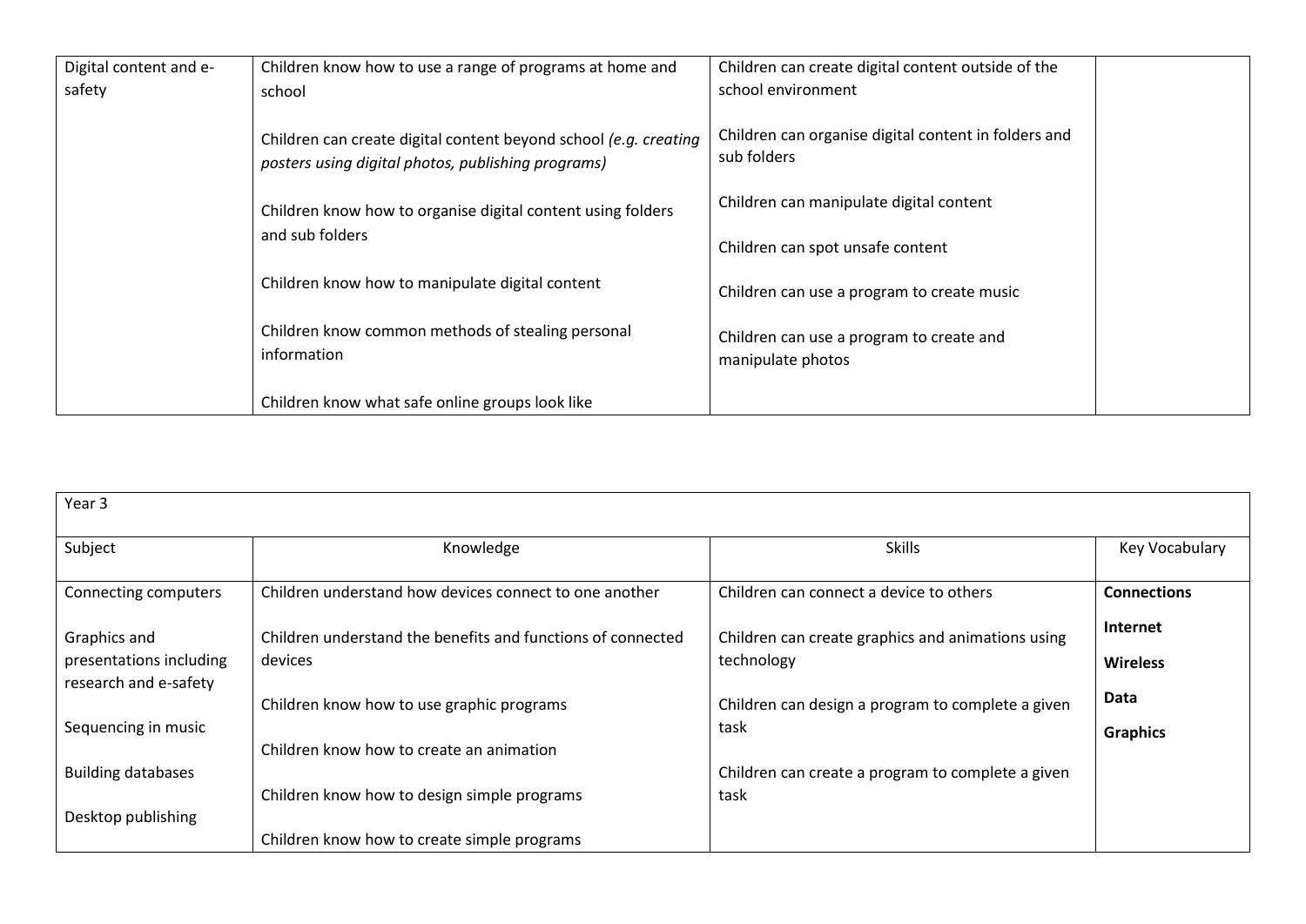| Digital content and e-safety | Children know how to use a range of programs at home and school<br><br>Children can create digital content beyond school *(e.g. creating posters using digital photos, publishing programs)*<br><br>Children know how to organise digital content using folders and sub folders<br><br>Children know how to manipulate digital content<br><br>Children know common methods of stealing personal information<br><br>Children know what safe online groups look like | Children can create digital content outside of the school environment<br><br>Children can organise digital content in folders and sub folders<br><br>Children can manipulate digital content<br><br>Children can spot unsafe content<br><br>Children can use a program to create music<br><br>Children can use a program to create and manipulate photos | |
|---|---|---|---|

| Year 3 | | | |
|---|---|---|---|
| Subject | Knowledge | Skills | Key Vocabulary |
| Connecting computers<br><br>Graphics and presentations including research and e-safety<br><br>Sequencing in music<br><br>Building databases<br><br>Desktop publishing | Children understand how devices connect to one another<br><br>Children understand the benefits and functions of connected devices<br><br>Children know how to use graphic programs<br><br>Children know how to create an animation<br><br>Children know how to design simple programs<br><br>Children know how to create simple programs | Children can connect a device to others<br><br>Children can create graphics and animations using technology<br><br>Children can design a program to complete a given task<br><br>Children can create a program to complete a given task | **Connections**<br><br>**Internet**<br><br>**Wireless**<br><br>**Data**<br><br>**Graphics** |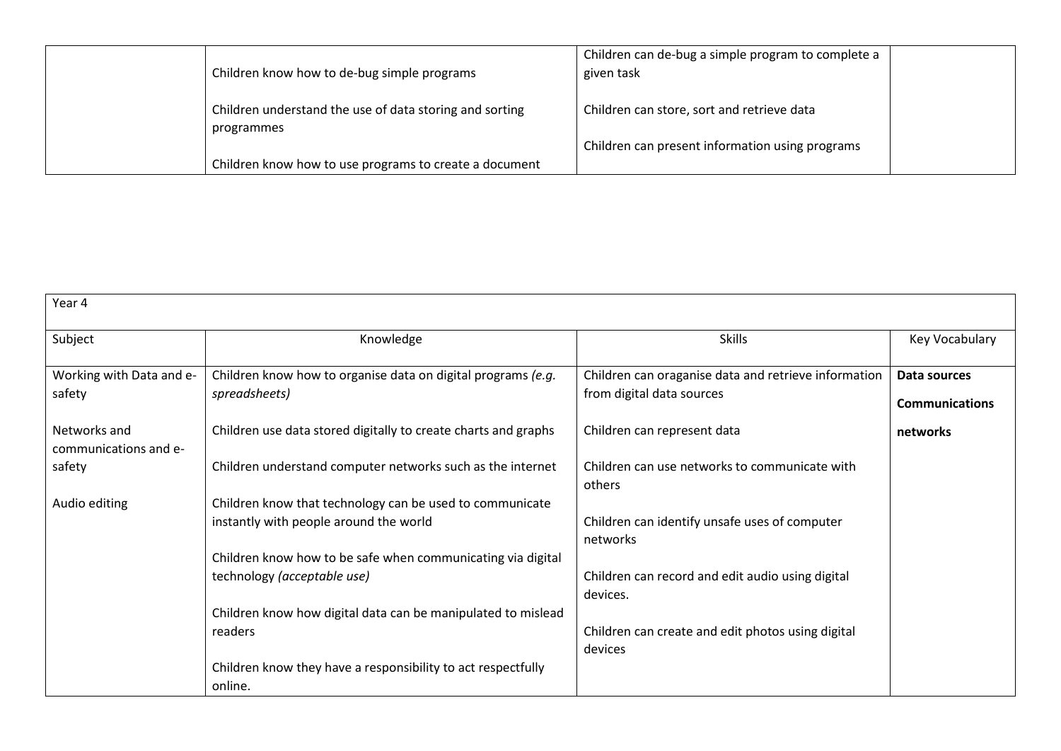| | | | |
|---|---|---|---|
| | Children know how to de-bug simple programs<br><br>Children understand the use of data storing and sorting programmes<br><br>Children know how to use programs to create a document | Children can de-bug a simple program to complete a given task<br><br>Children can store, sort and retrieve data<br><br>Children can present information using programs | |

| Year 4 | | | |
|---|---|---|---|
| Subject | Knowledge | Skills | Key Vocabulary |
| Working with Data and e-safety<br><br>Networks and communications and e-safety<br><br>Audio editing | Children know how to organise data on digital programs *(e.g. spreadsheets)*<br><br>Children use data stored digitally to create charts and graphs<br><br>Children understand computer networks such as the internet<br><br>Children know that technology can be used to communicate instantly with people around the world<br><br>Children know how to be safe when communicating via digital technology *(acceptable use)*<br><br>Children know how digital data can be manipulated to mislead readers<br><br>Children know they have a responsibility to act respectfully online. | Children can oraganise data and retrieve information from digital data sources<br><br>Children can represent data<br><br>Children can use networks to communicate with others<br><br>Children can identify unsafe uses of computer networks<br><br>Children can record and edit audio using digital devices.<br><br>Children can create and edit photos using digital devices | **Data sources**<br><br>**Communications**<br><br>**networks** |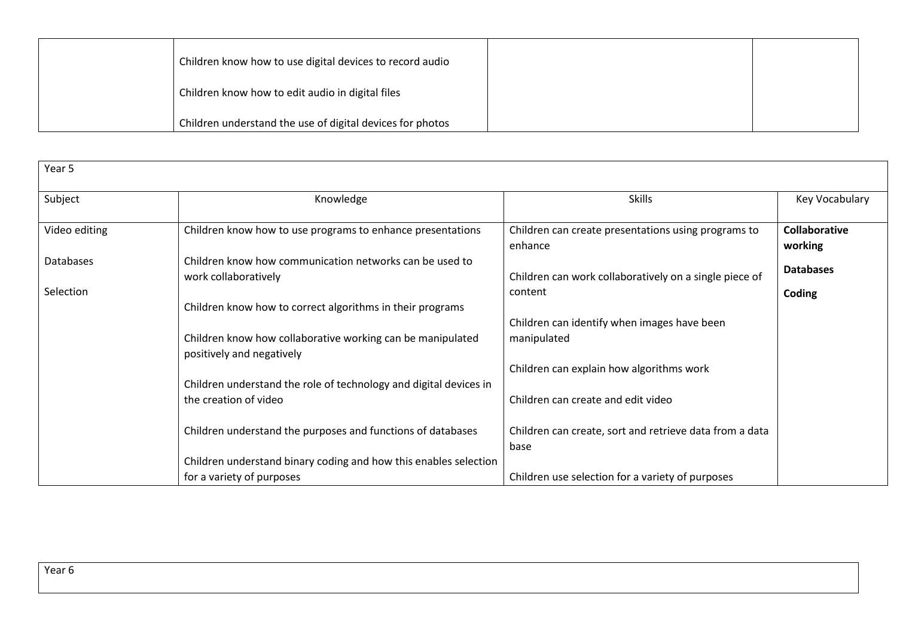| | | | |
|---|---|---|---|
| | Children know how to use digital devices to record audio<br><br>Children know how to edit audio in digital files<br><br>Children understand the use of digital devices for photos | | |

| Year 5 | | | |
|---|---|---|---|
| Subject | Knowledge | Skills | Key Vocabulary |
| Video editing<br><br>Databases<br><br>Selection | Children know how to use programs to enhance presentations<br><br>Children know how communication networks can be used to work collaboratively<br><br>Children know how to correct algorithms in their programs<br><br>Children know how collaborative working can be manipulated positively and negatively<br><br>Children understand the role of technology and digital devices in the creation of video<br><br>Children understand the purposes and functions of databases<br><br>Children understand binary coding and how this enables selection for a variety of purposes | Children can create presentations using programs to enhance<br><br>Children can work collaboratively on a single piece of content<br><br>Children can identify when images have been manipulated<br><br>Children can explain how algorithms work<br><br>Children can create and edit video<br><br>Children can create, sort and retrieve data from a data base<br><br>Children use selection for a variety of purposes | **Collaborative working**<br><br>**Databases**<br><br>**Coding** |

| Year 6 |
|---|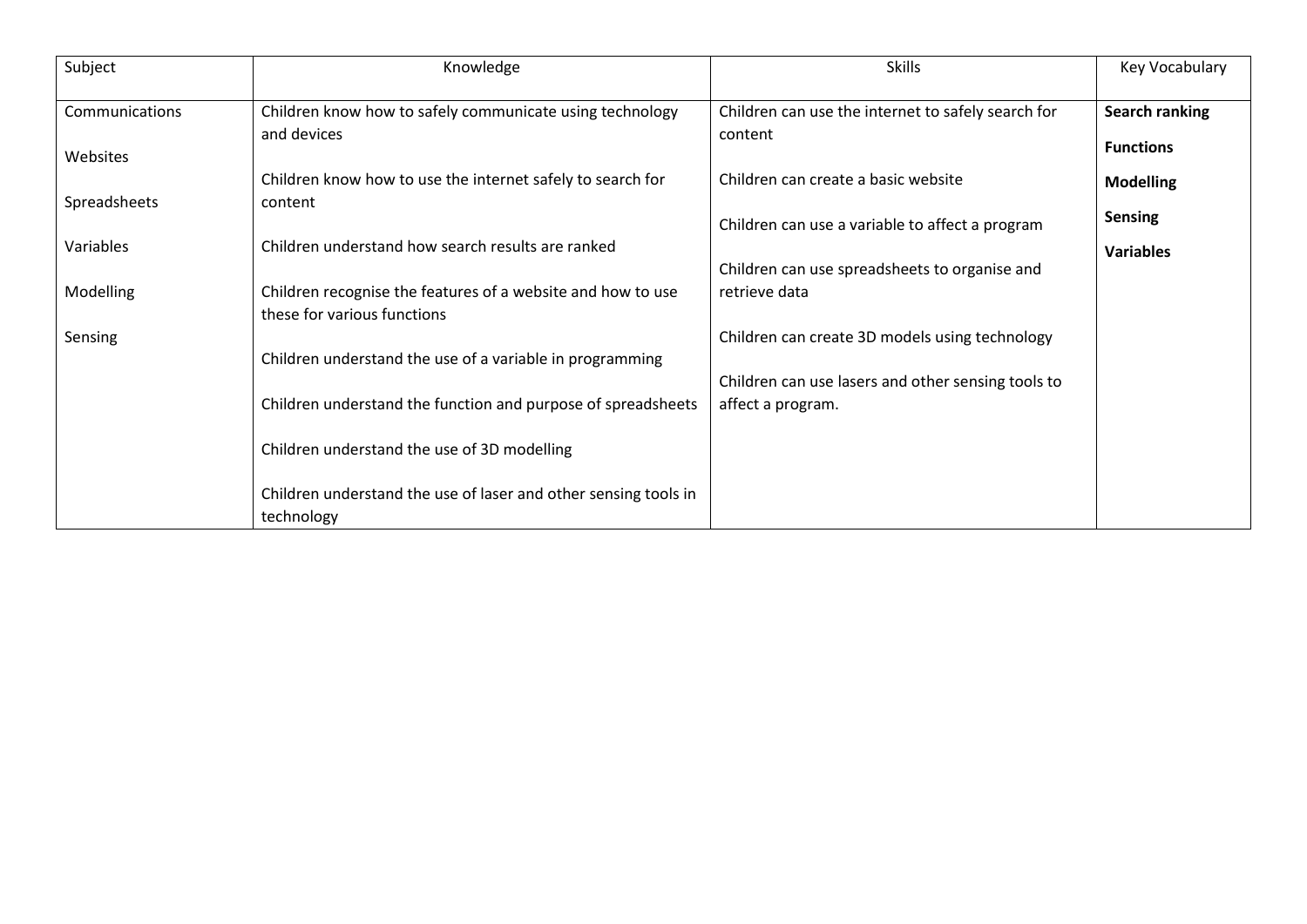| Subject | Knowledge | Skills | Key Vocabulary |
| --- | --- | --- | --- |
| Communications<br><br>Websites<br><br>Spreadsheets<br><br>Variables<br><br>Modelling<br><br>Sensing | Children know how to safely communicate using technology and devices<br><br>Children know how to use the internet safely to search for content<br><br>Children understand how search results are ranked<br><br>Children recognise the features of a website and how to use these for various functions<br><br>Children understand the use of a variable in programming<br><br>Children understand the function and purpose of spreadsheets<br><br>Children understand the use of 3D modelling<br><br>Children understand the use of laser and other sensing tools in technology | Children can use the internet to safely search for content<br><br>Children can create a basic website<br><br>Children can use a variable to affect a program<br><br>Children can use spreadsheets to organise and retrieve data<br><br>Children can create 3D models using technology<br><br>Children can use lasers and other sensing tools to affect a program. | **Search ranking**<br><br>**Functions**<br><br>**Modelling**<br><br>**Sensing**<br><br>**Variables** |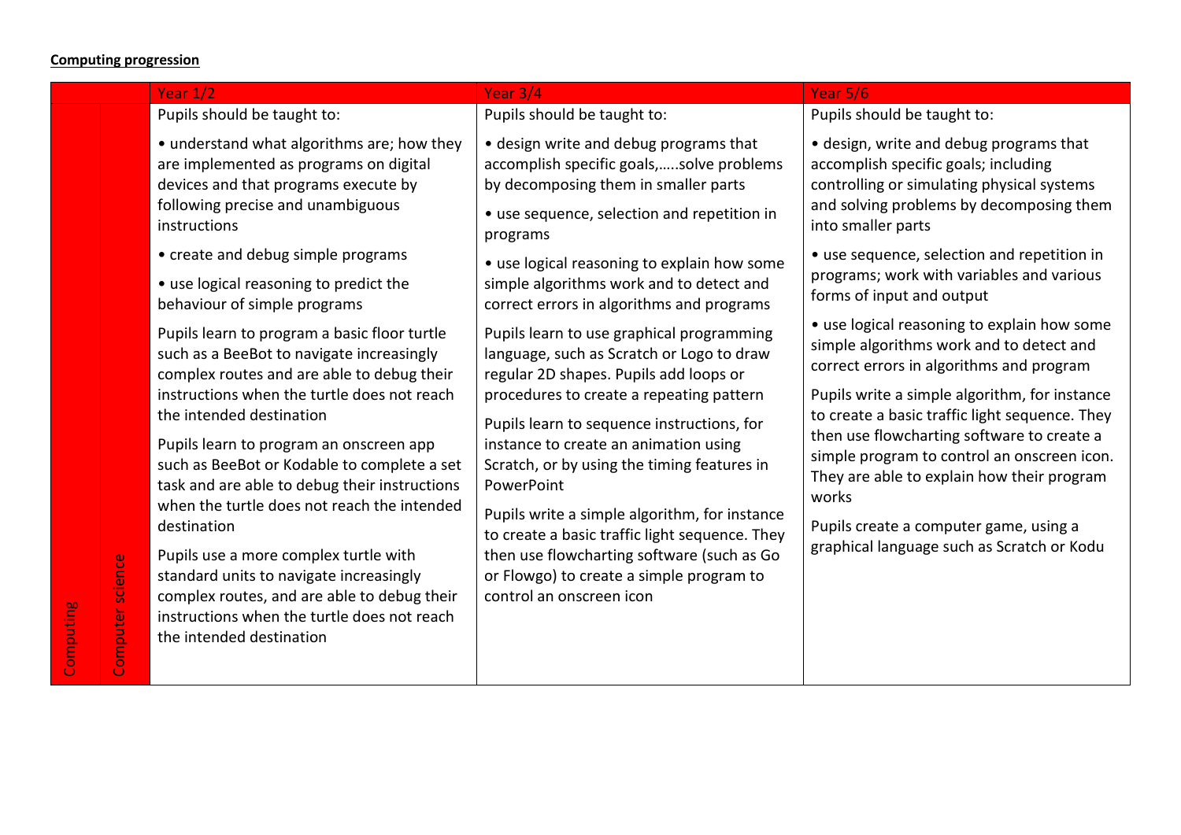**Computing progression**

| | | Year 1/2 | Year 3/4 | Year 5/6 |
|---|---|---|---|---|
| Computing | Computer science | Pupils should be taught to:<br><br>• understand what algorithms are; how they are implemented as programs on digital devices and that programs execute by following precise and unambiguous instructions<br><br>• create and debug simple programs<br><br>• use logical reasoning to predict the behaviour of simple programs<br><br>Pupils learn to program a basic floor turtle such as a BeeBot to navigate increasingly complex routes and are able to debug their instructions when the turtle does not reach the intended destination<br><br>Pupils learn to program an onscreen app such as BeeBot or Kodable to complete a set task and are able to debug their instructions when the turtle does not reach the intended destination<br><br>Pupils use a more complex turtle with standard units to navigate increasingly complex routes, and are able to debug their instructions when the turtle does not reach the intended destination | Pupils should be taught to:<br><br>• design write and debug programs that accomplish specific goals,…..solve problems by decomposing them in smaller parts<br><br>• use sequence, selection and repetition in programs<br><br>• use logical reasoning to explain how some simple algorithms work and to detect and correct errors in algorithms and programs<br><br>Pupils learn to use graphical programming language, such as Scratch or Logo to draw regular 2D shapes. Pupils add loops or procedures to create a repeating pattern<br><br>Pupils learn to sequence instructions, for instance to create an animation using Scratch, or by using the timing features in PowerPoint<br><br>Pupils write a simple algorithm, for instance to create a basic traffic light sequence. They then use flowcharting software (such as Go or Flowgo) to create a simple program to control an onscreen icon | Pupils should be taught to:<br><br>• design, write and debug programs that accomplish specific goals; including controlling or simulating physical systems and solving problems by decomposing them into smaller parts<br><br>• use sequence, selection and repetition in programs; work with variables and various forms of input and output<br><br>• use logical reasoning to explain how some simple algorithms work and to detect and correct errors in algorithms and program<br><br>Pupils write a simple algorithm, for instance to create a basic traffic light sequence. They then use flowcharting software to create a simple program to control an onscreen icon. They are able to explain how their program works<br><br>Pupils create a computer game, using a graphical language such as Scratch or Kodu |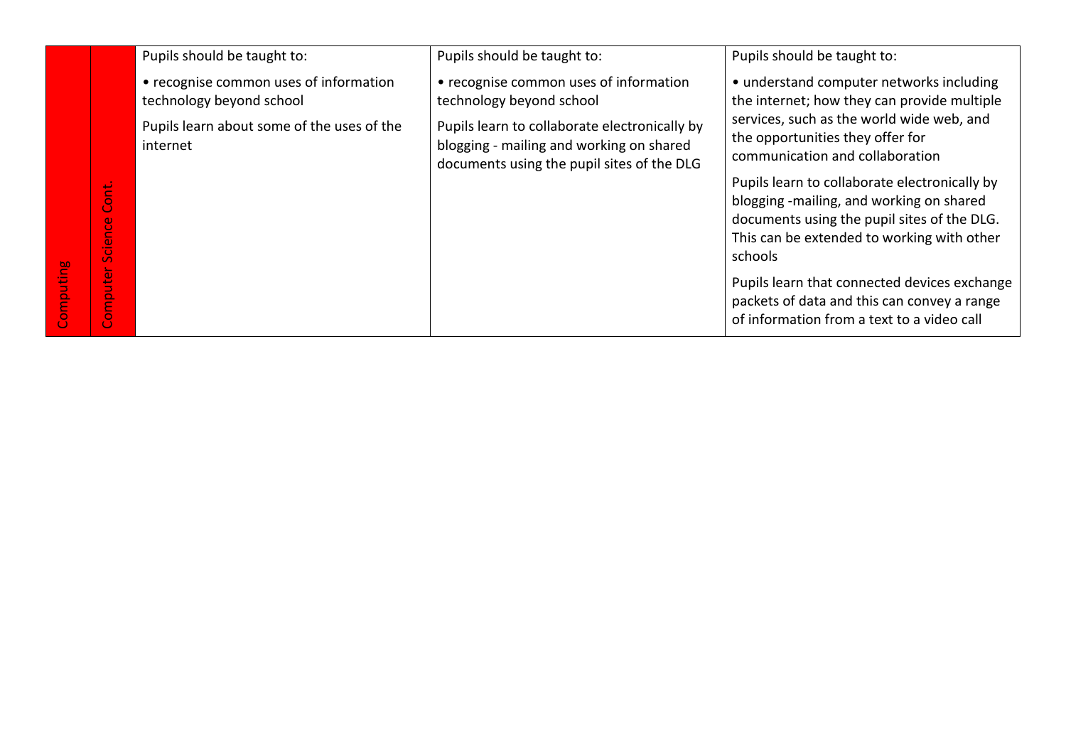| Computing | Computer Science Cont. | Pupils should be taught to:<br><br>• recognise common uses of information technology beyond school<br><br>Pupils learn about some of the uses of the internet | Pupils should be taught to:<br><br>• recognise common uses of information technology beyond school<br><br>Pupils learn to collaborate electronically by blogging - mailing and working on shared documents using the pupil sites of the DLG | Pupils should be taught to:<br><br>• understand computer networks including the internet; how they can provide multiple services, such as the world wide web, and the opportunities they offer for communication and collaboration<br><br>Pupils learn to collaborate electronically by blogging -mailing, and working on shared documents using the pupil sites of the DLG. This can be extended to working with other schools<br><br>Pupils learn that connected devices exchange packets of data and this can convey a range of information from a text to a video call |
|---|---|---|---|---|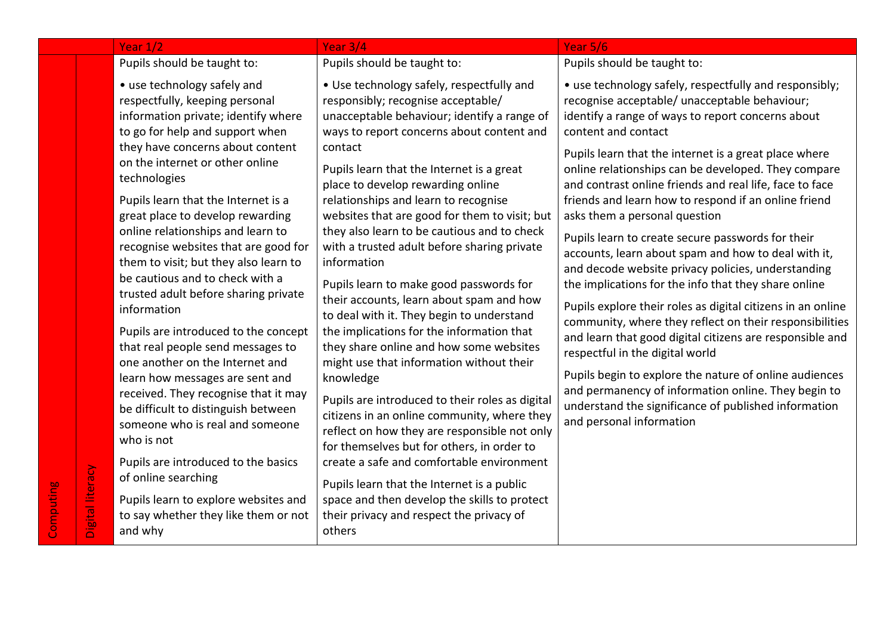| | | Year 1/2 | Year 3/4 | Year 5/6 |
|---|---|---|---|---|
| Computing | Digital literacy | Pupils should be taught to:<br><br>• use technology safely and respectfully, keeping personal information private; identify where to go for help and support when they have concerns about content on the internet or other online technologies<br><br>Pupils learn that the Internet is a great place to develop rewarding online relationships and learn to recognise websites that are good for them to visit; but they also learn to be cautious and to check with a trusted adult before sharing private information<br><br>Pupils are introduced to the concept that real people send messages to one another on the Internet and learn how messages are sent and received. They recognise that it may be difficult to distinguish between someone who is real and someone who is not<br><br>Pupils are introduced to the basics of online searching<br><br>Pupils learn to explore websites and to say whether they like them or not and why | Pupils should be taught to:<br><br>• Use technology safely, respectfully and responsibly; recognise acceptable/ unacceptable behaviour; identify a range of ways to report concerns about content and contact<br><br>Pupils learn that the Internet is a great place to develop rewarding online relationships and learn to recognise websites that are good for them to visit; but they also learn to be cautious and to check with a trusted adult before sharing private information<br><br>Pupils learn to make good passwords for their accounts, learn about spam and how to deal with it. They begin to understand the implications for the information that they share online and how some websites might use that information without their knowledge<br><br>Pupils are introduced to their roles as digital citizens in an online community, where they reflect on how they are responsible not only for themselves but for others, in order to create a safe and comfortable environment<br><br>Pupils learn that the Internet is a public space and then develop the skills to protect their privacy and respect the privacy of others | Pupils should be taught to:<br><br>• use technology safely, respectfully and responsibly; recognise acceptable/ unacceptable behaviour; identify a range of ways to report concerns about content and contact<br><br>Pupils learn that the internet is a great place where online relationships can be developed. They compare and contrast online friends and real life, face to face friends and learn how to respond if an online friend asks them a personal question<br><br>Pupils learn to create secure passwords for their accounts, learn about spam and how to deal with it, and decode website privacy policies, understanding the implications for the info that they share online<br><br>Pupils explore their roles as digital citizens in an online community, where they reflect on their responsibilities and learn that good digital citizens are responsible and respectful in the digital world<br><br>Pupils begin to explore the nature of online audiences and permanency of information online. They begin to understand the significance of published information and personal information |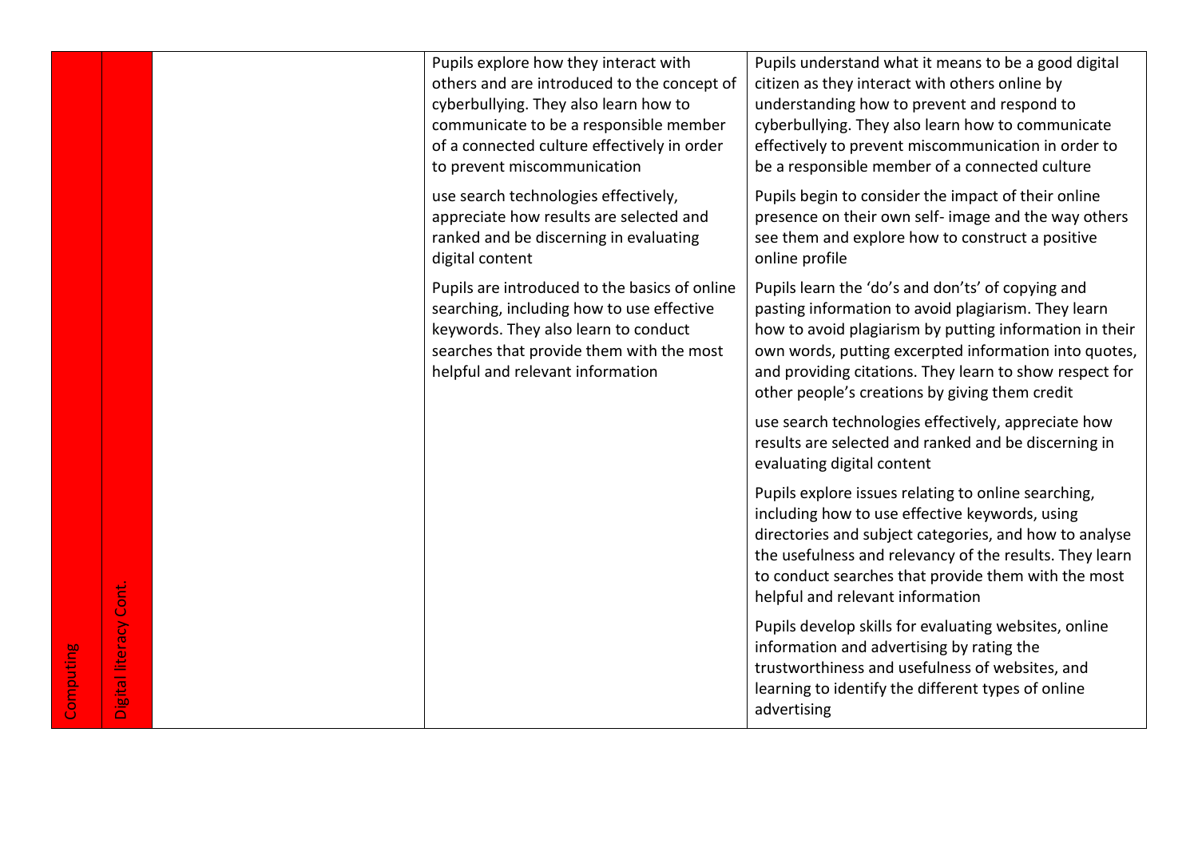| Computing | Digital literacy Cont. | | | |
|---|---|---|---|---|
| | | | Pupils explore how they interact with others and are introduced to the concept of cyberbullying. They also learn how to communicate to be a responsible member of a connected culture effectively in order to prevent miscommunication | Pupils understand what it means to be a good digital citizen as they interact with others online by understanding how to prevent and respond to cyberbullying. They also learn how to communicate effectively to prevent miscommunication in order to be a responsible member of a connected culture |
| | | | use search technologies effectively, appreciate how results are selected and ranked and be discerning in evaluating digital content | Pupils begin to consider the impact of their online presence on their own self- image and the way others see them and explore how to construct a positive online profile |
| | | | Pupils are introduced to the basics of online searching, including how to use effective keywords. They also learn to conduct searches that provide them with the most helpful and relevant information | Pupils learn the 'do's and don'ts' of copying and pasting information to avoid plagiarism. They learn how to avoid plagiarism by putting information in their own words, putting excerpted information into quotes, and providing citations. They learn to show respect for other people's creations by giving them credit |
| | | | | use search technologies effectively, appreciate how results are selected and ranked and be discerning in evaluating digital content |
| | | | | Pupils explore issues relating to online searching, including how to use effective keywords, using directories and subject categories, and how to analyse the usefulness and relevancy of the results. They learn to conduct searches that provide them with the most helpful and relevant information |
| | | | | Pupils develop skills for evaluating websites, online information and advertising by rating the trustworthiness and usefulness of websites, and learning to identify the different types of online advertising |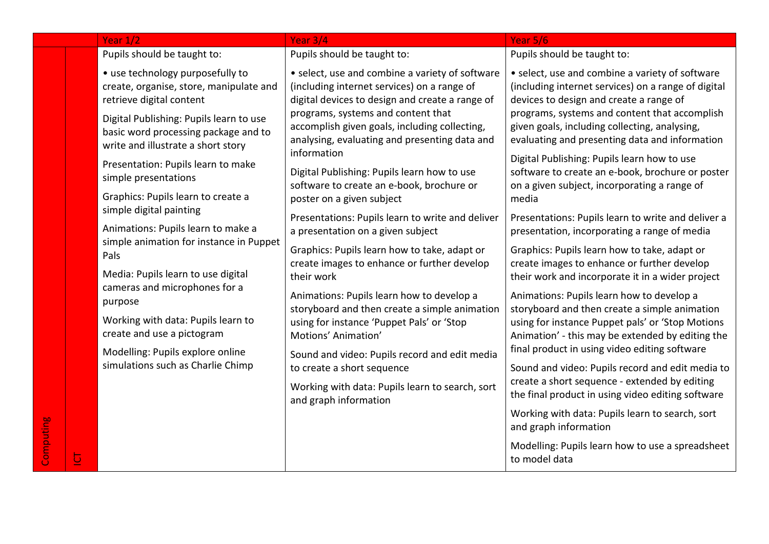| | | Year 1/2 | Year 3/4 | Year 5/6 |
|---|---|---|---|---|
| Computing | ICT | Pupils should be taught to:<br><br>• use technology purposefully to create, organise, store, manipulate and retrieve digital content<br><br>Digital Publishing: Pupils learn to use basic word processing package and to write and illustrate a short story<br><br>Presentation: Pupils learn to make simple presentations<br><br>Graphics: Pupils learn to create a simple digital painting<br><br>Animations: Pupils learn to make a simple animation for instance in Puppet Pals<br><br>Media: Pupils learn to use digital cameras and microphones for a purpose<br><br>Working with data: Pupils learn to create and use a pictogram<br><br>Modelling: Pupils explore online simulations such as Charlie Chimp | Pupils should be taught to:<br><br>• select, use and combine a variety of software (including internet services) on a range of digital devices to design and create a range of programs, systems and content that accomplish given goals, including collecting, analysing, evaluating and presenting data and information<br><br>Digital Publishing: Pupils learn how to use software to create an e-book, brochure or poster on a given subject<br><br>Presentations: Pupils learn to write and deliver a presentation on a given subject<br><br>Graphics: Pupils learn how to take, adapt or create images to enhance or further develop their work<br><br>Animations: Pupils learn how to develop a storyboard and then create a simple animation using for instance 'Puppet Pals' or 'Stop Motions' Animation'<br><br>Sound and video: Pupils record and edit media to create a short sequence<br><br>Working with data: Pupils learn to search, sort and graph information | Pupils should be taught to:<br><br>• select, use and combine a variety of software (including internet services) on a range of digital devices to design and create a range of programs, systems and content that accomplish given goals, including collecting, analysing, evaluating and presenting data and information<br><br>Digital Publishing: Pupils learn how to use software to create an e-book, brochure or poster on a given subject, incorporating a range of media<br><br>Presentations: Pupils learn to write and deliver a presentation, incorporating a range of media<br><br>Graphics: Pupils learn how to take, adapt or create images to enhance or further develop their work and incorporate it in a wider project<br><br>Animations: Pupils learn how to develop a storyboard and then create a simple animation using for instance Puppet pals' or 'Stop Motions Animation' - this may be extended by editing the final product in using video editing software<br><br>Sound and video: Pupils record and edit media to create a short sequence - extended by editing the final product in using video editing software<br><br>Working with data: Pupils learn to search, sort and graph information<br><br>Modelling: Pupils learn how to use a spreadsheet to model data |